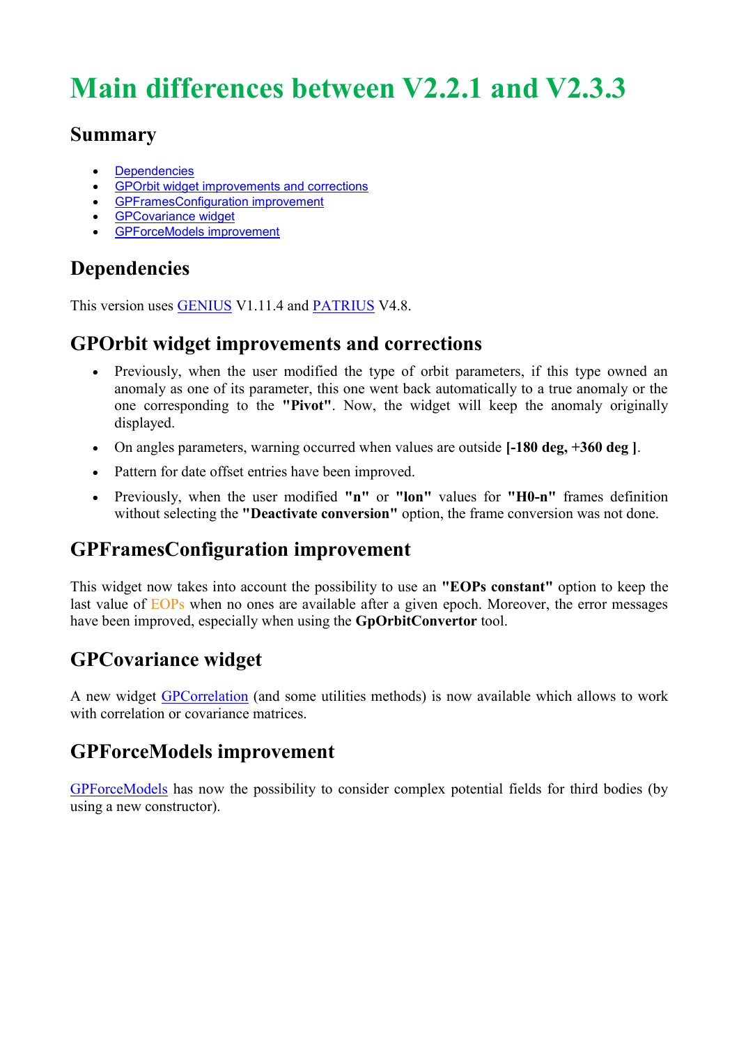# Main differences between V2.2.1 and V2.3.3

## Summary

- Dependencies
- GPOrbit widget improvements and corrections
- GPFramesConfiguration improvement
- GPCovariance widget
- GPForceModels improvement

## Dependencies

This version uses GENIUS V1.11.4 and PATRIUS V4.8.

## GPOrbit widget improvements and corrections

- Previously, when the user modified the type of orbit parameters, if this type owned an anomaly as one of its parameter, this one went back automatically to a true anomaly or the one corresponding to the **"Pivot"**. Now, the widget will keep the anomaly originally displayed.
- On angles parameters, warning occurred when values are outside **[-180 deg, +360 deg ]**.
- Pattern for date offset entries have been improved.
- Previously, when the user modified **"n"** or **"lon"** values for **"H0-n"** frames definition without selecting the **"Deactivate conversion"** option, the frame conversion was not done.

## GPFramesConfiguration improvement

This widget now takes into account the possibility to use an **"EOPs constant"** option to keep the last value of EOPs when no ones are available after a given epoch. Moreover, the error messages have been improved, especially when using the **GpOrbitConvertor** tool.

## GPCovariance widget

A new widget GPCorrelation (and some utilities methods) is now available which allows to work with correlation or covariance matrices.

## GPForceModels improvement

GPForceModels has now the possibility to consider complex potential fields for third bodies (by using a new constructor).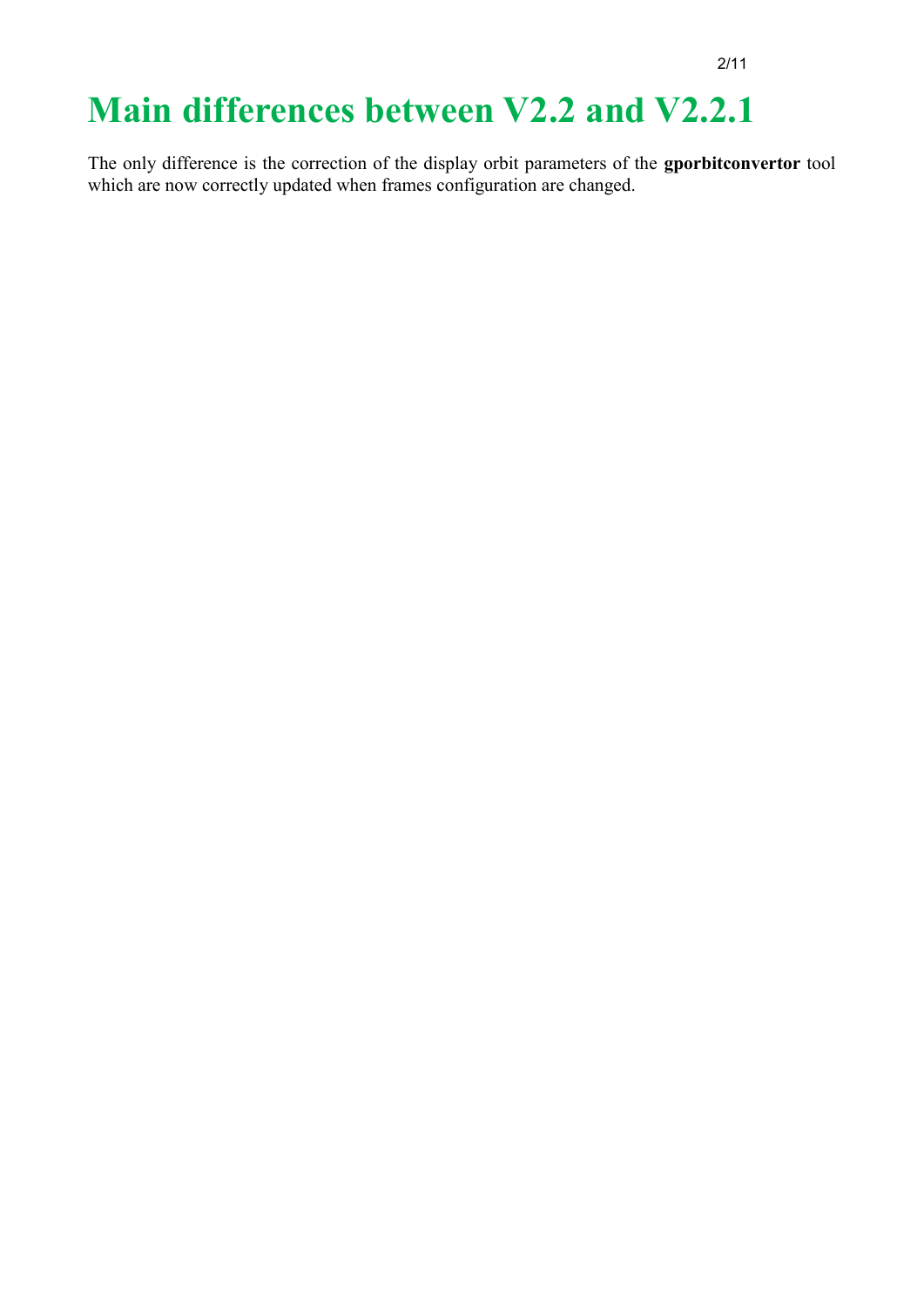# Main differences between V2.2 and V2.2.1

The only difference is the correction of the display orbit parameters of the **gporbitconvertor** tool which are now correctly updated when frames configuration are changed.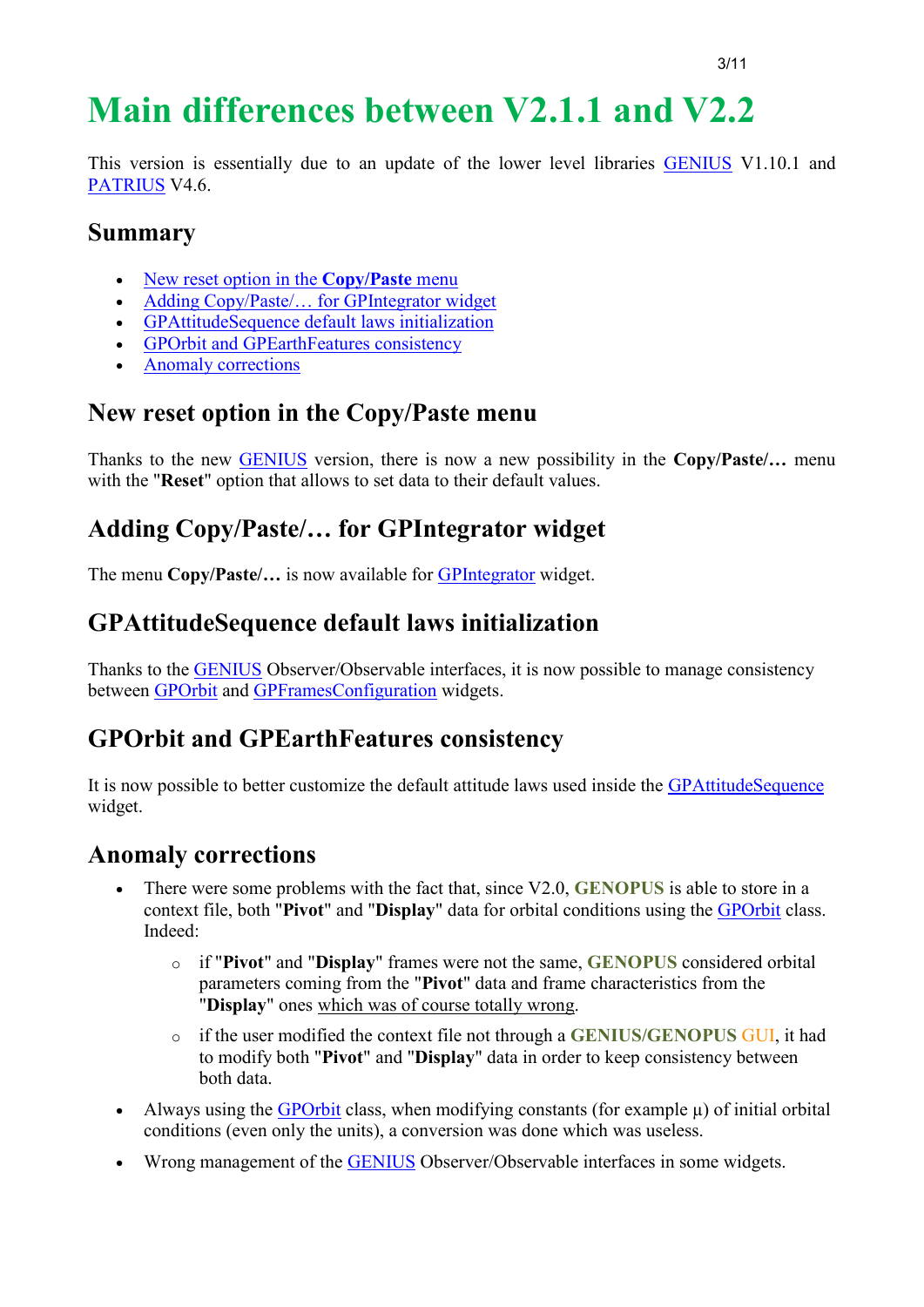# Main differences between V2.1.1 and V2.2

This version is essentially due to an update of the lower level libraries GENIUS V1.10.1 and PATRIUS V4.6.

## Summary

- New reset option in the **Copy/Paste** menu
- Adding Copy/Paste/… for GPIntegrator widget
- GPAttitudeSequence default laws initialization
- GPOrbit and GPEarthFeatures consistency
- Anomaly corrections

## New reset option in the Copy/Paste menu

Thanks to the new GENIUS version, there is now a new possibility in the **Copy/Paste/…** menu with the "**Reset**" option that allows to set data to their default values.

## Adding Copy/Paste/… for GPIntegrator widget

The menu **Copy/Paste/…** is now available for GPIntegrator widget.

## GPAttitudeSequence default laws initialization

Thanks to the GENIUS Observer/Observable interfaces, it is now possible to manage consistency between GPOrbit and GPFramesConfiguration widgets.

## GPOrbit and GPEarthFeatures consistency

It is now possible to better customize the default attitude laws used inside the GPAttitudeSequence widget.

## Anomaly corrections

- There were some problems with the fact that, since V2.0, **GENOPUS** is able to store in a context file, both "**Pivot**" and "**Display**" data for orbital conditions using the GPOrbit class. Indeed:
  - if "**Pivot**" and "**Display**" frames were not the same, **GENOPUS** considered orbital parameters coming from the "**Pivot**" data and frame characteristics from the "**Display**" ones which was of course totally wrong.
  - if the user modified the context file not through a **GENIUS/GENOPUS** GUI, it had to modify both "**Pivot**" and "**Display**" data in order to keep consistency between both data.
- Always using the GPOrbit class, when modifying constants (for example $\mu$) of initial orbital conditions (even only the units), a conversion was done which was useless.
- Wrong management of the GENIUS Observer/Observable interfaces in some widgets.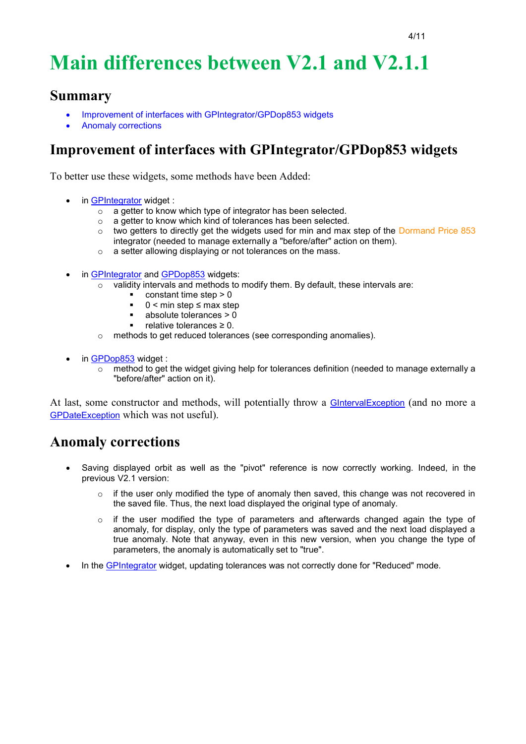# Main differences between V2.1 and V2.1.1

## Summary

- Improvement of interfaces with GPIntegrator/GPDop853 widgets
- Anomaly corrections

## Improvement of interfaces with GPIntegrator/GPDop853 widgets

To better use these widgets, some methods have been Added:

- in GPIntegrator widget :
    - a getter to know which type of integrator has been selected.
    - a getter to know which kind of tolerances has been selected.
    - two getters to directly get the widgets used for min and max step of the Dormand Price 853 integrator (needed to manage externally a "before/after" action on them).
    - a setter allowing displaying or not tolerances on the mass.

- in GPIntegrator and GPDop853 widgets:
    - validity intervals and methods to modify them. By default, these intervals are:
        - constant time step > 0
        - 0 < min step ≤ max step
        - absolute tolerances > 0
        - relative tolerances ≥ 0.
    - methods to get reduced tolerances (see corresponding anomalies).

- in GPDop853 widget :
    - method to get the widget giving help for tolerances definition (needed to manage externally a "before/after" action on it).

At last, some constructor and methods, will potentially throw a GIntervalException (and no more a GPDateException which was not useful).

## Anomaly corrections

- Saving displayed orbit as well as the "pivot" reference is now correctly working. Indeed, in the previous V2.1 version:

    - if the user only modified the type of anomaly then saved, this change was not recovered in the saved file. Thus, the next load displayed the original type of anomaly.

    - if the user modified the type of parameters and afterwards changed again the type of anomaly, for display, only the type of parameters was saved and the next load displayed a true anomaly. Note that anyway, even in this new version, when you change the type of parameters, the anomaly is automatically set to "true".

- In the GPIntegrator widget, updating tolerances was not correctly done for "Reduced" mode.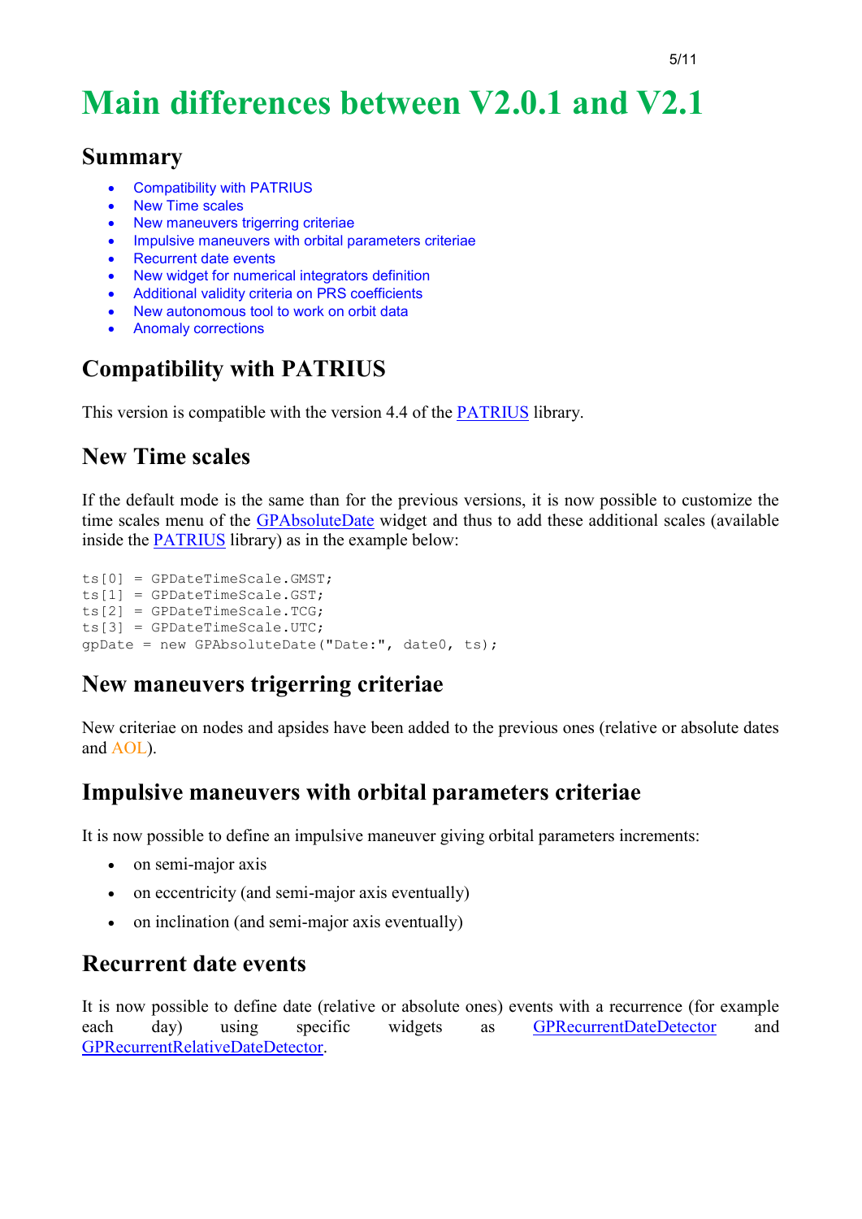# Main differences between V2.0.1 and V2.1

## Summary

- Compatibility with PATRIUS
- New Time scales
- New maneuvers trigerring criteriae
- Impulsive maneuvers with orbital parameters criteriae
- Recurrent date events
- New widget for numerical integrators definition
- Additional validity criteria on PRS coefficients
- New autonomous tool to work on orbit data
- Anomaly corrections

## Compatibility with PATRIUS

This version is compatible with the version 4.4 of the PATRIUS library.

## New Time scales

If the default mode is the same than for the previous versions, it is now possible to customize the time scales menu of the GPAbsoluteDate widget and thus to add these additional scales (available inside the PATRIUS library) as in the example below:

```
ts[0] = GPDateTimeScale.GMST;
ts[1] = GPDateTimeScale.GST;
ts[2] = GPDateTimeScale.TCG;
ts[3] = GPDateTimeScale.UTC;
gpDate = new GPAbsoluteDate("Date:", date0, ts);
```

## New maneuvers trigerring criteriae

New criteriae on nodes and apsides have been added to the previous ones (relative or absolute dates and AOL).

## Impulsive maneuvers with orbital parameters criteriae

It is now possible to define an impulsive maneuver giving orbital parameters increments:

- on semi-major axis
- on eccentricity (and semi-major axis eventually)
- on inclination (and semi-major axis eventually)

## Recurrent date events

It is now possible to define date (relative or absolute ones) events with a recurrence (for example each day) using specific widgets as GPRecurrentDateDetector and GPRecurrentRelativeDateDetector.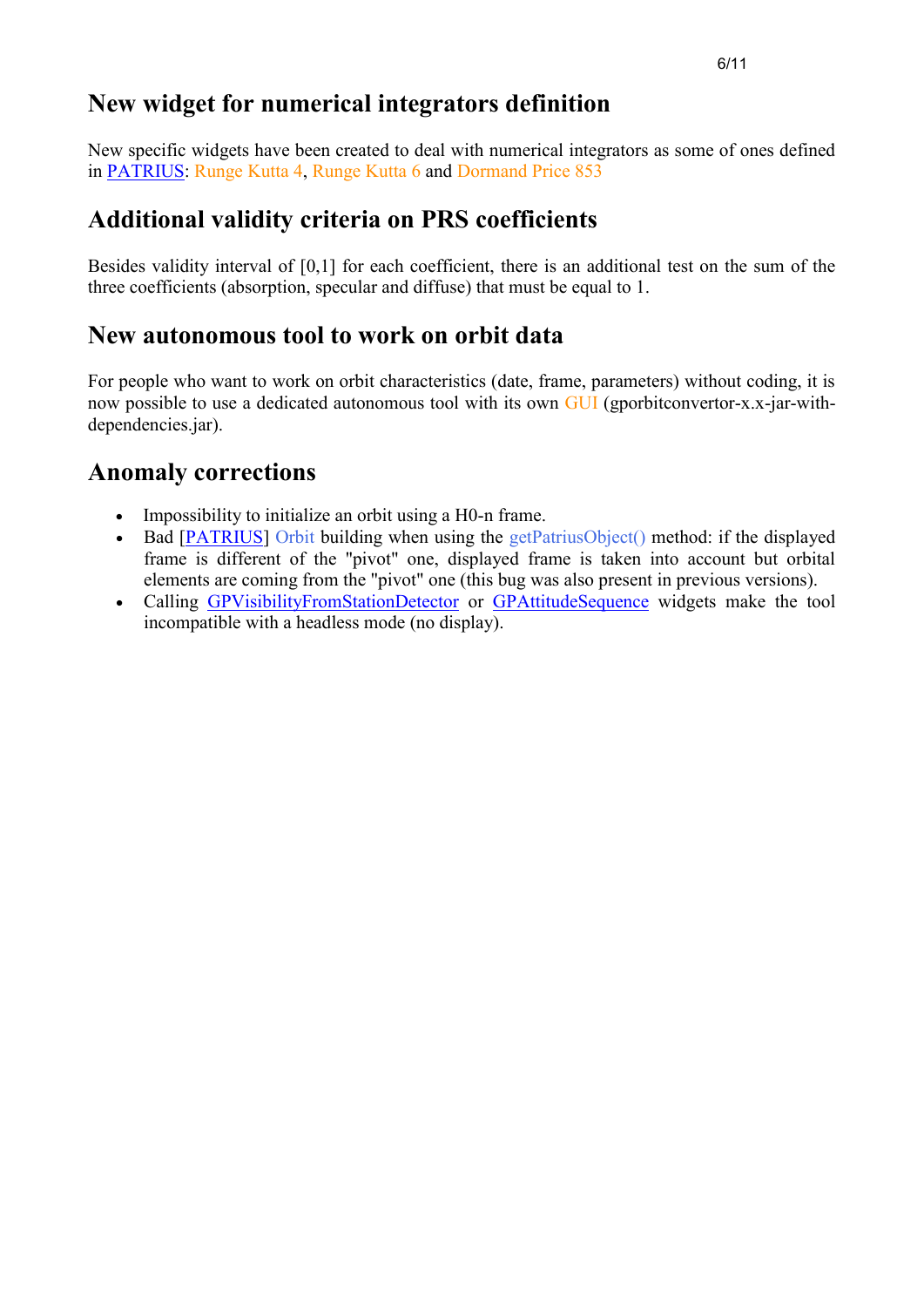## New widget for numerical integrators definition

New specific widgets have been created to deal with numerical integrators as some of ones defined in PATRIUS: Runge Kutta 4, Runge Kutta 6 and Dormand Price 853

## Additional validity criteria on PRS coefficients

Besides validity interval of [0,1] for each coefficient, there is an additional test on the sum of the three coefficients (absorption, specular and diffuse) that must be equal to 1.

## New autonomous tool to work on orbit data

For people who want to work on orbit characteristics (date, frame, parameters) without coding, it is now possible to use a dedicated autonomous tool with its own GUI (gporbitconvertor-x.x-jar-with-dependencies.jar).

## Anomaly corrections

- Impossibility to initialize an orbit using a H0-n frame.
- Bad [PATRIUS] Orbit building when using the getPatriusObject() method: if the displayed frame is different of the "pivot" one, displayed frame is taken into account but orbital elements are coming from the "pivot" one (this bug was also present in previous versions).
- Calling GPVisibilityFromStationDetector or GPAttitudeSequence widgets make the tool incompatible with a headless mode (no display).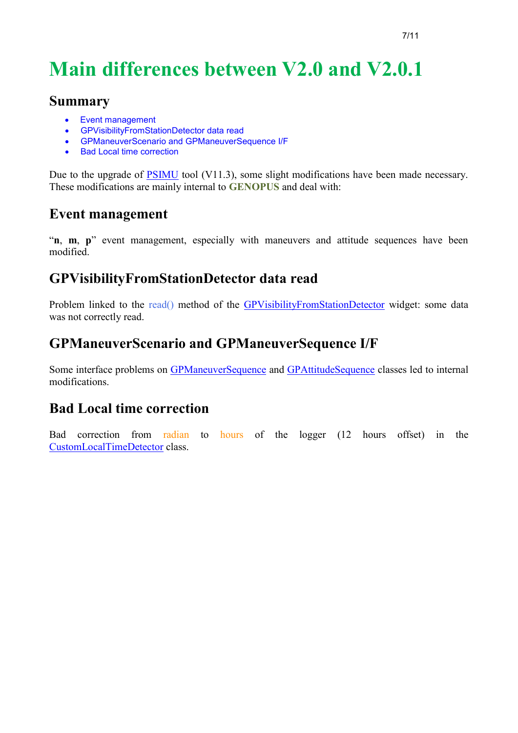# Main differences between V2.0 and V2.0.1

## Summary

- Event management
- GPVisibilityFromStationDetector data read
- GPManeuverScenario and GPManeuverSequence I/F
- Bad Local time correction

Due to the upgrade of PSIMU tool (V11.3), some slight modifications have been made necessary. These modifications are mainly internal to **GENOPUS** and deal with:

## Event management

"**n**, **m**, **p**" event management, especially with maneuvers and attitude sequences have been modified.

## GPVisibilityFromStationDetector data read

Problem linked to the read() method of the GPVisibilityFromStationDetector widget: some data was not correctly read.

## GPManeuverScenario and GPManeuverSequence I/F

Some interface problems on GPManeuverSequence and GPAttitudeSequence classes led to internal modifications.

## Bad Local time correction

Bad correction from radian to hours of the logger (12 hours offset) in the CustomLocalTimeDetector class.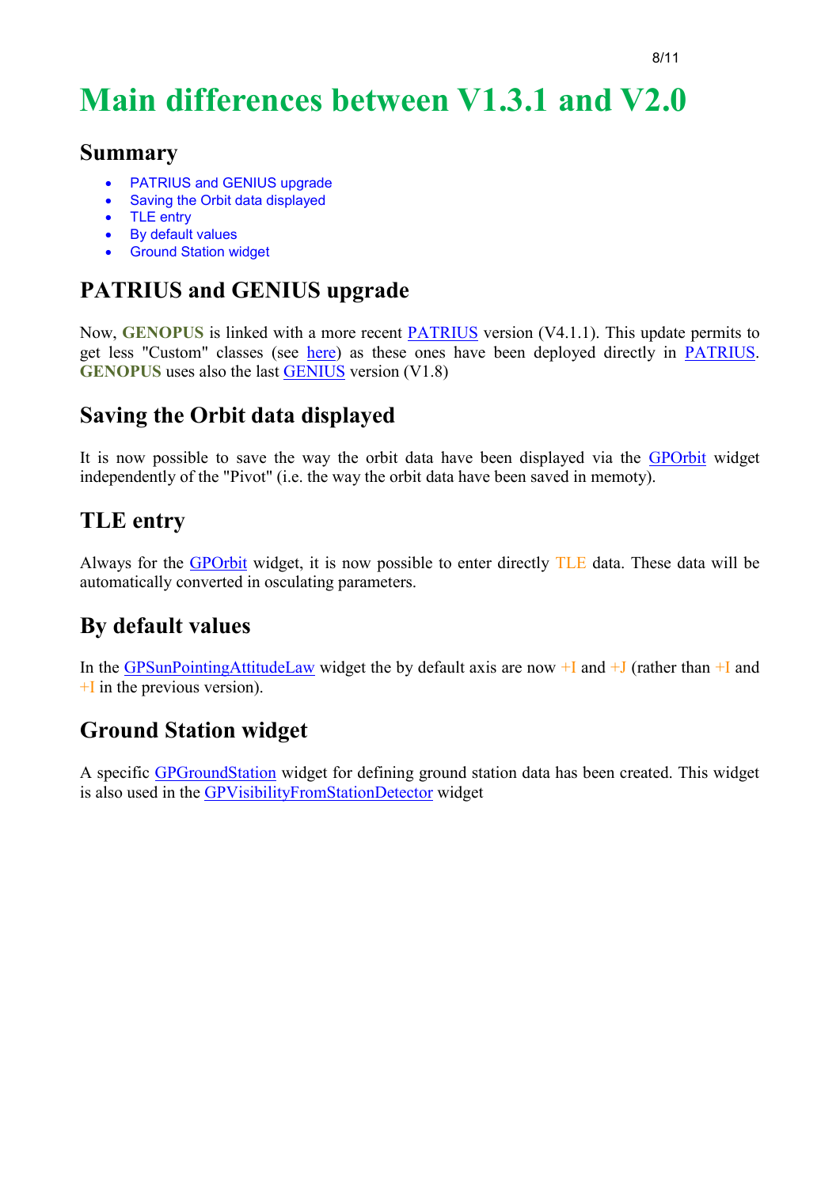# Main differences between V1.3.1 and V2.0

## Summary

- PATRIUS and GENIUS upgrade
- Saving the Orbit data displayed
- TLE entry
- By default values
- Ground Station widget

## PATRIUS and GENIUS upgrade

Now, **GENOPUS** is linked with a more recent PATRIUS version (V4.1.1). This update permits to get less "Custom" classes (see here) as these ones have been deployed directly in PATRIUS. **GENOPUS** uses also the last GENIUS version (V1.8)

## Saving the Orbit data displayed

It is now possible to save the way the orbit data have been displayed via the GPOrbit widget independently of the "Pivot" (i.e. the way the orbit data have been saved in memoty).

## TLE entry

Always for the GPOrbit widget, it is now possible to enter directly TLE data. These data will be automatically converted in osculating parameters.

## By default values

In the GPSunPointingAttitudeLaw widget the by default axis are now +I and +J (rather than +I and +I in the previous version).

## Ground Station widget

A specific GPGroundStation widget for defining ground station data has been created. This widget is also used in the GPVisibilityFromStationDetector widget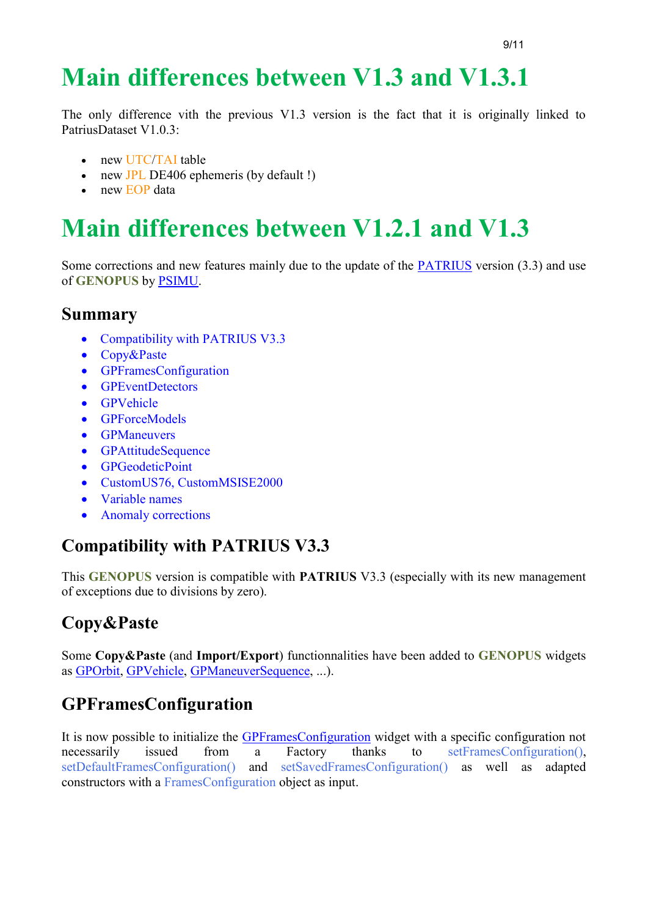# Main differences between V1.3 and V1.3.1

The only difference vith the previous V1.3 version is the fact that it is originally linked to PatriusDataset V1.0.3:

- new UTC/TAI table
- new JPL DE406 ephemeris (by default !)
- new EOP data

# Main differences between V1.2.1 and V1.3

Some corrections and new features mainly due to the update of the PATRIUS version (3.3) and use of **GENOPUS** by PSIMU.

## Summary

- Compatibility with PATRIUS V3.3
- Copy&Paste
- GPFramesConfiguration
- GPEventDetectors
- GPVehicle
- GPForceModels
- GPManeuvers
- GPAttitudeSequence
- GPGeodeticPoint
- CustomUS76, CustomMSISE2000
- Variable names
- Anomaly corrections

## Compatibility with PATRIUS V3.3

This **GENOPUS** version is compatible with **PATRIUS** V3.3 (especially with its new management of exceptions due to divisions by zero).

## Copy&Paste

Some **Copy&Paste** (and **Import/Export**) functionnalities have been added to **GENOPUS** widgets as GPOrbit, GPVehicle, GPManeuverSequence, ...).

## GPFramesConfiguration

It is now possible to initialize the GPFramesConfiguration widget with a specific configuration not necessarily issued from a Factory thanks to setFramesConfiguration(), setDefaultFramesConfiguration() and setSavedFramesConfiguration() as well as adapted constructors with a FramesConfiguration object as input.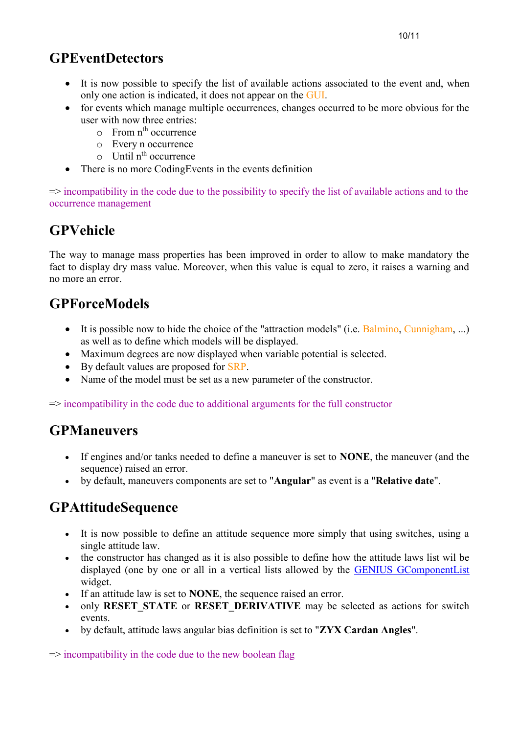## GPEventDetectors

- It is now possible to specify the list of available actions associated to the event and, when only one action is indicated, it does not appear on the GUI.
- for events which manage multiple occurrences, changes occurred to be more obvious for the user with now three entries:
  - From n$^{th}$ occurrence
  - Every n occurrence
  - Until n$^{th}$ occurrence
- There is no more CodingEvents in the events definition

=> incompatibility in the code due to the possibility to specify the list of available actions and to the occurrence management

## GPVehicle

The way to manage mass properties has been improved in order to allow to make mandatory the fact to display dry mass value. Moreover, when this value is equal to zero, it raises a warning and no more an error.

## GPForceModels

- It is possible now to hide the choice of the "attraction models" (i.e. Balmino, Cunnigham, ...) as well as to define which models will be displayed.
- Maximum degrees are now displayed when variable potential is selected.
- By default values are proposed for SRP.
- Name of the model must be set as a new parameter of the constructor.

=> incompatibility in the code due to additional arguments for the full constructor

## GPManeuvers

- If engines and/or tanks needed to define a maneuver is set to **NONE**, the maneuver (and the sequence) raised an error.
- by default, maneuvers components are set to "**Angular**" as event is a "**Relative date**".

## GPAttitudeSequence

- It is now possible to define an attitude sequence more simply that using switches, using a single attitude law.
- the constructor has changed as it is also possible to define how the attitude laws list wil be displayed (one by one or all in a vertical lists allowed by the GENIUS GComponentList widget.
- If an attitude law is set to **NONE**, the sequence raised an error.
- only **RESET_STATE** or **RESET_DERIVATIVE** may be selected as actions for switch events.
- by default, attitude laws angular bias definition is set to "**ZYX Cardan Angles**".

=> incompatibility in the code due to the new boolean flag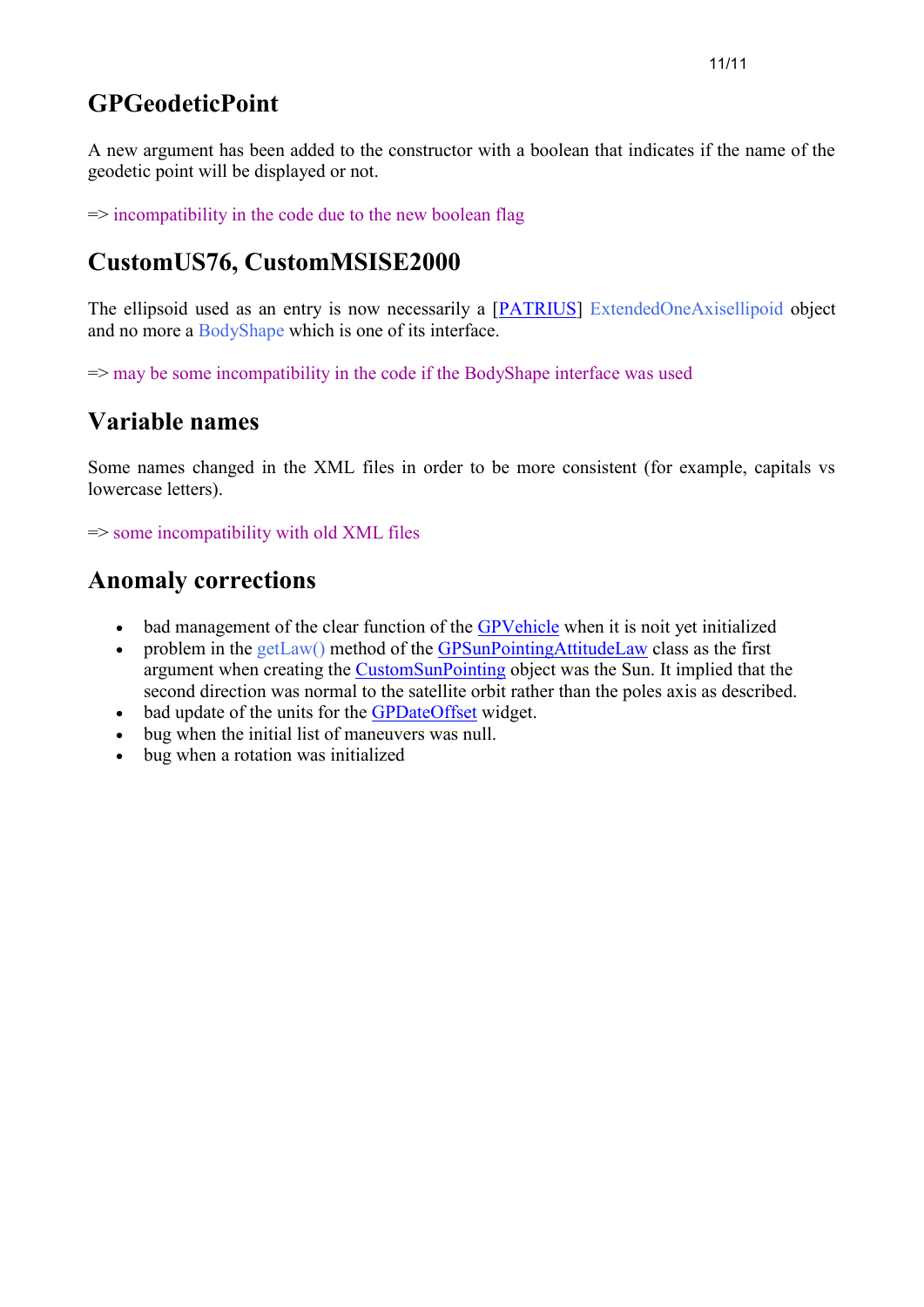## GPGeodeticPoint

A new argument has been added to the constructor with a boolean that indicates if the name of the geodetic point will be displayed or not.

=> incompatibility in the code due to the new boolean flag

## CustomUS76, CustomMSISE2000

The ellipsoid used as an entry is now necessarily a [PATRIUS] ExtendedOneAxisellipoid object and no more a BodyShape which is one of its interface.

=> may be some incompatibility in the code if the BodyShape interface was used

## Variable names

Some names changed in the XML files in order to be more consistent (for example, capitals vs lowercase letters).

=> some incompatibility with old XML files

## Anomaly corrections

- bad management of the clear function of the GPVehicle when it is noit yet initialized
- problem in the getLaw() method of the GPSunPointingAttitudeLaw class as the first argument when creating the CustomSunPointing object was the Sun. It implied that the second direction was normal to the satellite orbit rather than the poles axis as described.
- bad update of the units for the GPDateOffset widget.
- bug when the initial list of maneuvers was null.
- bug when a rotation was initialized